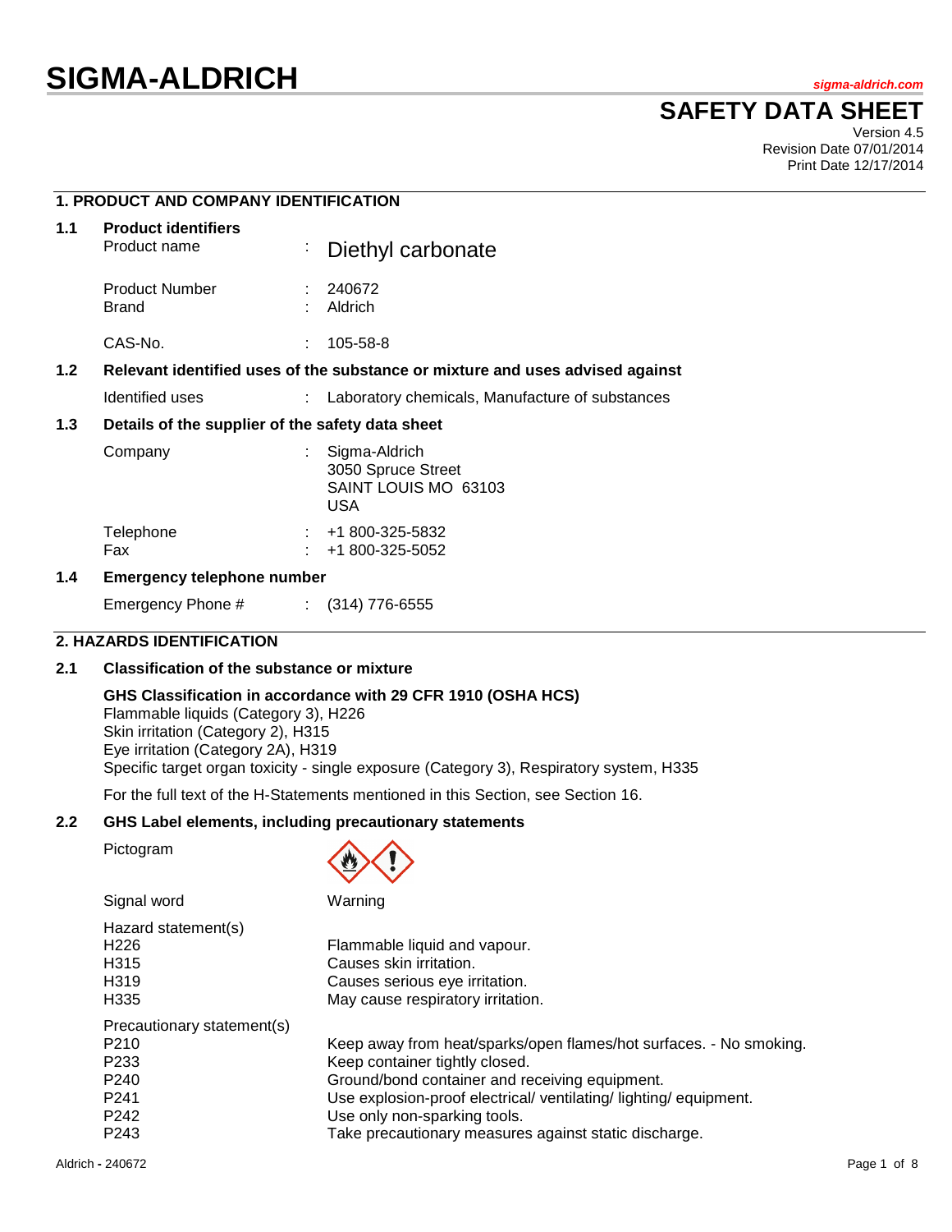# SIGMA-ALDRICH

sigma-aldrich.com

## SAFETY DATA SHEET

Version 4.5
Revision Date 07/01/2014
Print Date 12/17/2014

### 1. PRODUCT AND COMPANY IDENTIFICATION

**1.1 Product identifiers**

| | | |
|---|---|---|
| Product name | : | Diethyl carbonate |
| Product Number | : | 240672 |
| Brand | : | Aldrich |
| CAS-No. | : | 105-58-8 |

**1.2 Relevant identified uses of the substance or mixture and uses advised against**

| | | |
|---|---|---|
| Identified uses | : | Laboratory chemicals, Manufacture of substances |

**1.3 Details of the supplier of the safety data sheet**

| | | |
|---|---|---|
| Company | : | Sigma-Aldrich<br>3050 Spruce Street<br>SAINT LOUIS MO 63103<br>USA |
| Telephone | : | +1 800-325-5832 |
| Fax | : | +1 800-325-5052 |

**1.4 Emergency telephone number**

| | | |
|---|---|---|
| Emergency Phone # | : | (314) 776-6555 |

### 2. HAZARDS IDENTIFICATION

**2.1 Classification of the substance or mixture**

**GHS Classification in accordance with 29 CFR 1910 (OSHA HCS)**
Flammable liquids (Category 3), H226
Skin irritation (Category 2), H315
Eye irritation (Category 2A), H319
Specific target organ toxicity - single exposure (Category 3), Respiratory system, H335

For the full text of the H-Statements mentioned in this Section, see Section 16.

**2.2 GHS Label elements, including precautionary statements**

Pictogram

Signal word: Warning

Hazard statement(s)

| | |
|---|---|
| H226 | Flammable liquid and vapour. |
| H315 | Causes skin irritation. |
| H319 | Causes serious eye irritation. |
| H335 | May cause respiratory irritation. |

Precautionary statement(s)

| | |
|---|---|
| P210 | Keep away from heat/sparks/open flames/hot surfaces. - No smoking. |
| P233 | Keep container tightly closed. |
| P240 | Ground/bond container and receiving equipment. |
| P241 | Use explosion-proof electrical/ ventilating/ lighting/ equipment. |
| P242 | Use only non-sparking tools. |
| P243 | Take precautionary measures against static discharge. |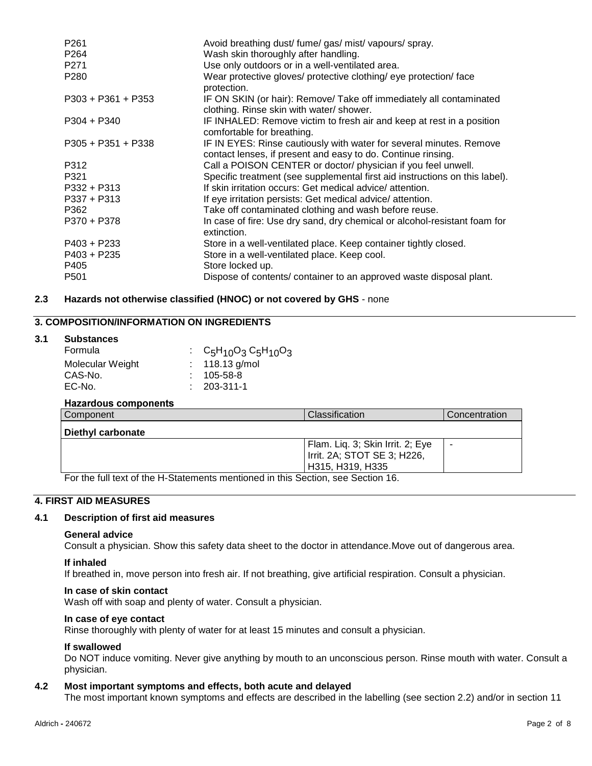| | |
|---|---|
| P261 | Avoid breathing dust/ fume/ gas/ mist/ vapours/ spray. |
| P264 | Wash skin thoroughly after handling. |
| P271 | Use only outdoors or in a well-ventilated area. |
| P280 | Wear protective gloves/ protective clothing/ eye protection/ face protection. |
| P303 + P361 + P353 | IF ON SKIN (or hair): Remove/ Take off immediately all contaminated clothing. Rinse skin with water/ shower. |
| P304 + P340 | IF INHALED: Remove victim to fresh air and keep at rest in a position comfortable for breathing. |
| P305 + P351 + P338 | IF IN EYES: Rinse cautiously with water for several minutes. Remove contact lenses, if present and easy to do. Continue rinsing. |
| P312 | Call a POISON CENTER or doctor/ physician if you feel unwell. |
| P321 | Specific treatment (see supplemental first aid instructions on this label). |
| P332 + P313 | If skin irritation occurs: Get medical advice/ attention. |
| P337 + P313 | If eye irritation persists: Get medical advice/ attention. |
| P362 | Take off contaminated clothing and wash before reuse. |
| P370 + P378 | In case of fire: Use dry sand, dry chemical or alcohol-resistant foam for extinction. |
| P403 + P233 | Store in a well-ventilated place. Keep container tightly closed. |
| P403 + P235 | Store in a well-ventilated place. Keep cool. |
| P405 | Store locked up. |
| P501 | Dispose of contents/ container to an approved waste disposal plant. |

### 2.3 Hazards not otherwise classified (HNOC) or not covered by GHS - none

## 3. COMPOSITION/INFORMATION ON INGREDIENTS

### 3.1 Substances

Formula : $C_5H_{10}O_3$ $C_5H_{10}O_3$
Molecular Weight : 118.13 g/mol
CAS-No. : 105-58-8
EC-No. : 203-311-1

**Hazardous components**

| Component | Classification | Concentration |
|---|---|---|
| **Diethyl carbonate** | | |
| | Flam. Liq. 3; Skin Irrit. 2; Eye Irrit. 2A; STOT SE 3; H226, H315, H319, H335 | - |

For the full text of the H-Statements mentioned in this Section, see Section 16.

## 4. FIRST AID MEASURES

### 4.1 Description of first aid measures

**General advice**
Consult a physician. Show this safety data sheet to the doctor in attendance.Move out of dangerous area.

**If inhaled**
If breathed in, move person into fresh air. If not breathing, give artificial respiration. Consult a physician.

**In case of skin contact**
Wash off with soap and plenty of water. Consult a physician.

**In case of eye contact**
Rinse thoroughly with plenty of water for at least 15 minutes and consult a physician.

**If swallowed**
Do NOT induce vomiting. Never give anything by mouth to an unconscious person. Rinse mouth with water. Consult a physician.

### 4.2 Most important symptoms and effects, both acute and delayed

The most important known symptoms and effects are described in the labelling (see section 2.2) and/or in section 11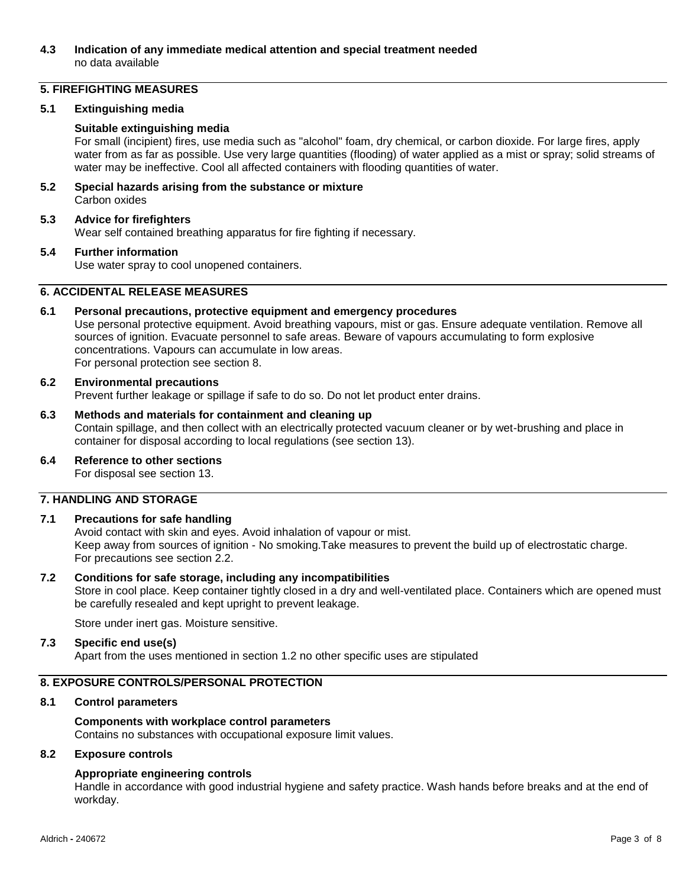### 4.3 Indication of any immediate medical attention and special treatment needed

no data available

## 5. FIREFIGHTING MEASURES

### 5.1 Extinguishing media

**Suitable extinguishing media**

For small (incipient) fires, use media such as "alcohol" foam, dry chemical, or carbon dioxide. For large fires, apply water from as far as possible. Use very large quantities (flooding) of water applied as a mist or spray; solid streams of water may be ineffective. Cool all affected containers with flooding quantities of water.

### 5.2 Special hazards arising from the substance or mixture

Carbon oxides

### 5.3 Advice for firefighters

Wear self contained breathing apparatus for fire fighting if necessary.

### 5.4 Further information

Use water spray to cool unopened containers.

## 6. ACCIDENTAL RELEASE MEASURES

### 6.1 Personal precautions, protective equipment and emergency procedures

Use personal protective equipment. Avoid breathing vapours, mist or gas. Ensure adequate ventilation. Remove all sources of ignition. Evacuate personnel to safe areas. Beware of vapours accumulating to form explosive concentrations. Vapours can accumulate in low areas.
For personal protection see section 8.

### 6.2 Environmental precautions

Prevent further leakage or spillage if safe to do so. Do not let product enter drains.

### 6.3 Methods and materials for containment and cleaning up

Contain spillage, and then collect with an electrically protected vacuum cleaner or by wet-brushing and place in container for disposal according to local regulations (see section 13).

### 6.4 Reference to other sections

For disposal see section 13.

## 7. HANDLING AND STORAGE

### 7.1 Precautions for safe handling

Avoid contact with skin and eyes. Avoid inhalation of vapour or mist.
Keep away from sources of ignition - No smoking.Take measures to prevent the build up of electrostatic charge.
For precautions see section 2.2.

### 7.2 Conditions for safe storage, including any incompatibilities

Store in cool place. Keep container tightly closed in a dry and well-ventilated place. Containers which are opened must be carefully resealed and kept upright to prevent leakage.

Store under inert gas. Moisture sensitive.

### 7.3 Specific end use(s)

Apart from the uses mentioned in section 1.2 no other specific uses are stipulated

## 8. EXPOSURE CONTROLS/PERSONAL PROTECTION

### 8.1 Control parameters

**Components with workplace control parameters**

Contains no substances with occupational exposure limit values.

### 8.2 Exposure controls

**Appropriate engineering controls**

Handle in accordance with good industrial hygiene and safety practice. Wash hands before breaks and at the end of workday.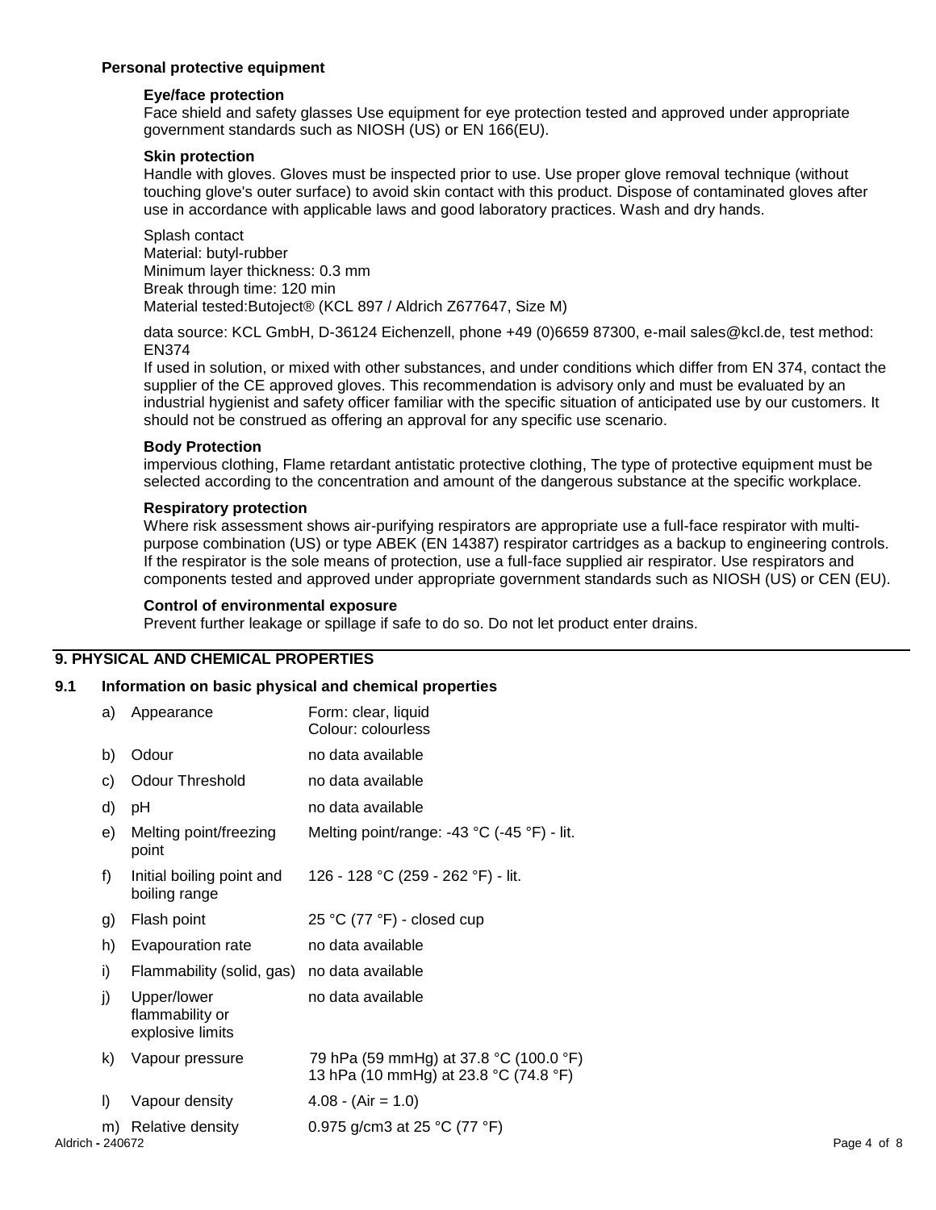### Personal protective equipment

**Eye/face protection**

Face shield and safety glasses Use equipment for eye protection tested and approved under appropriate government standards such as NIOSH (US) or EN 166(EU).

**Skin protection**

Handle with gloves. Gloves must be inspected prior to use. Use proper glove removal technique (without touching glove's outer surface) to avoid skin contact with this product. Dispose of contaminated gloves after use in accordance with applicable laws and good laboratory practices. Wash and dry hands.

Splash contact
Material: butyl-rubber
Minimum layer thickness: 0.3 mm
Break through time: 120 min
Material tested:Butoject® (KCL 897 / Aldrich Z677647, Size M)

data source: KCL GmbH, D-36124 Eichenzell, phone +49 (0)6659 87300, e-mail sales@kcl.de, test method: EN374
If used in solution, or mixed with other substances, and under conditions which differ from EN 374, contact the supplier of the CE approved gloves. This recommendation is advisory only and must be evaluated by an industrial hygienist and safety officer familiar with the specific situation of anticipated use by our customers. It should not be construed as offering an approval for any specific use scenario.

**Body Protection**

impervious clothing, Flame retardant antistatic protective clothing, The type of protective equipment must be selected according to the concentration and amount of the dangerous substance at the specific workplace.

**Respiratory protection**

Where risk assessment shows air-purifying respirators are appropriate use a full-face respirator with multi-purpose combination (US) or type ABEK (EN 14387) respirator cartridges as a backup to engineering controls. If the respirator is the sole means of protection, use a full-face supplied air respirator. Use respirators and components tested and approved under appropriate government standards such as NIOSH (US) or CEN (EU).

**Control of environmental exposure**

Prevent further leakage or spillage if safe to do so. Do not let product enter drains.

## 9. PHYSICAL AND CHEMICAL PROPERTIES

### 9.1 Information on basic physical and chemical properties

| | | |
|---|---|---|
| a) | Appearance | Form: clear, liquid<br>Colour: colourless |
| b) | Odour | no data available |
| c) | Odour Threshold | no data available |
| d) | pH | no data available |
| e) | Melting point/freezing point | Melting point/range: -43 °C (-45 °F) - lit. |
| f) | Initial boiling point and boiling range | 126 - 128 °C (259 - 262 °F) - lit. |
| g) | Flash point | 25 °C (77 °F) - closed cup |
| h) | Evapouration rate | no data available |
| i) | Flammability (solid, gas) | no data available |
| j) | Upper/lower flammability or explosive limits | no data available |
| k) | Vapour pressure | 79 hPa (59 mmHg) at 37.8 °C (100.0 °F)<br>13 hPa (10 mmHg) at 23.8 °C (74.8 °F) |
| l) | Vapour density | 4.08 - (Air = 1.0) |
| m) | Relative density | 0.975 g/cm3 at 25 °C (77 °F) |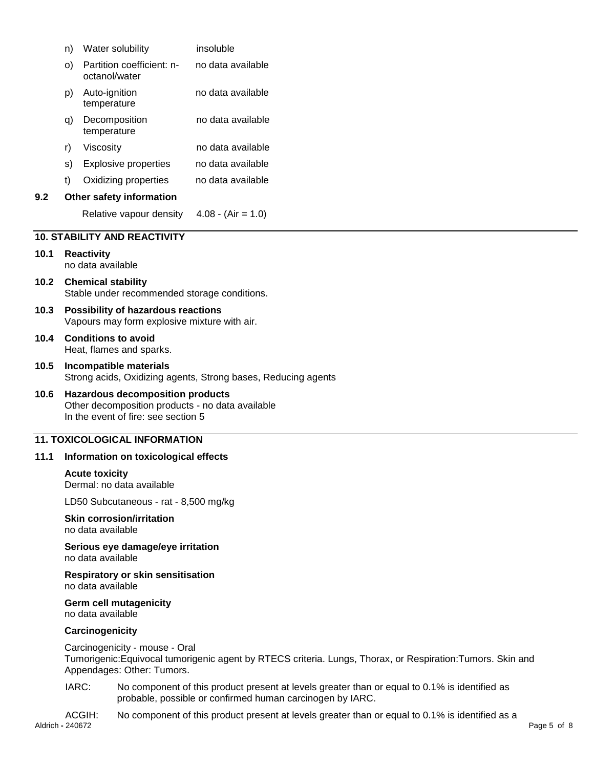| | | |
|---|---|---|
| n) | Water solubility | insoluble |
| o) | Partition coefficient: n-octanol/water | no data available |
| p) | Auto-ignition temperature | no data available |
| q) | Decomposition temperature | no data available |
| r) | Viscosity | no data available |
| s) | Explosive properties | no data available |
| t) | Oxidizing properties | no data available |

**9.2 Other safety information**

Relative vapour density 4.08 - (Air = 1.0)

## 10. STABILITY AND REACTIVITY

**10.1 Reactivity**
no data available

**10.2 Chemical stability**
Stable under recommended storage conditions.

**10.3 Possibility of hazardous reactions**
Vapours may form explosive mixture with air.

**10.4 Conditions to avoid**
Heat, flames and sparks.

**10.5 Incompatible materials**
Strong acids, Oxidizing agents, Strong bases, Reducing agents

**10.6 Hazardous decomposition products**
Other decomposition products - no data available
In the event of fire: see section 5

## 11. TOXICOLOGICAL INFORMATION

**11.1 Information on toxicological effects**

**Acute toxicity**
Dermal: no data available

LD50 Subcutaneous - rat - 8,500 mg/kg

**Skin corrosion/irritation**
no data available

**Serious eye damage/eye irritation**
no data available

**Respiratory or skin sensitisation**
no data available

**Germ cell mutagenicity**
no data available

**Carcinogenicity**

Carcinogenicity - mouse - Oral
Tumorigenic:Equivocal tumorigenic agent by RTECS criteria. Lungs, Thorax, or Respiration:Tumors. Skin and Appendages: Other: Tumors.

IARC: No component of this product present at levels greater than or equal to 0.1% is identified as probable, possible or confirmed human carcinogen by IARC.

ACGIH: No component of this product present at levels greater than or equal to 0.1% is identified as a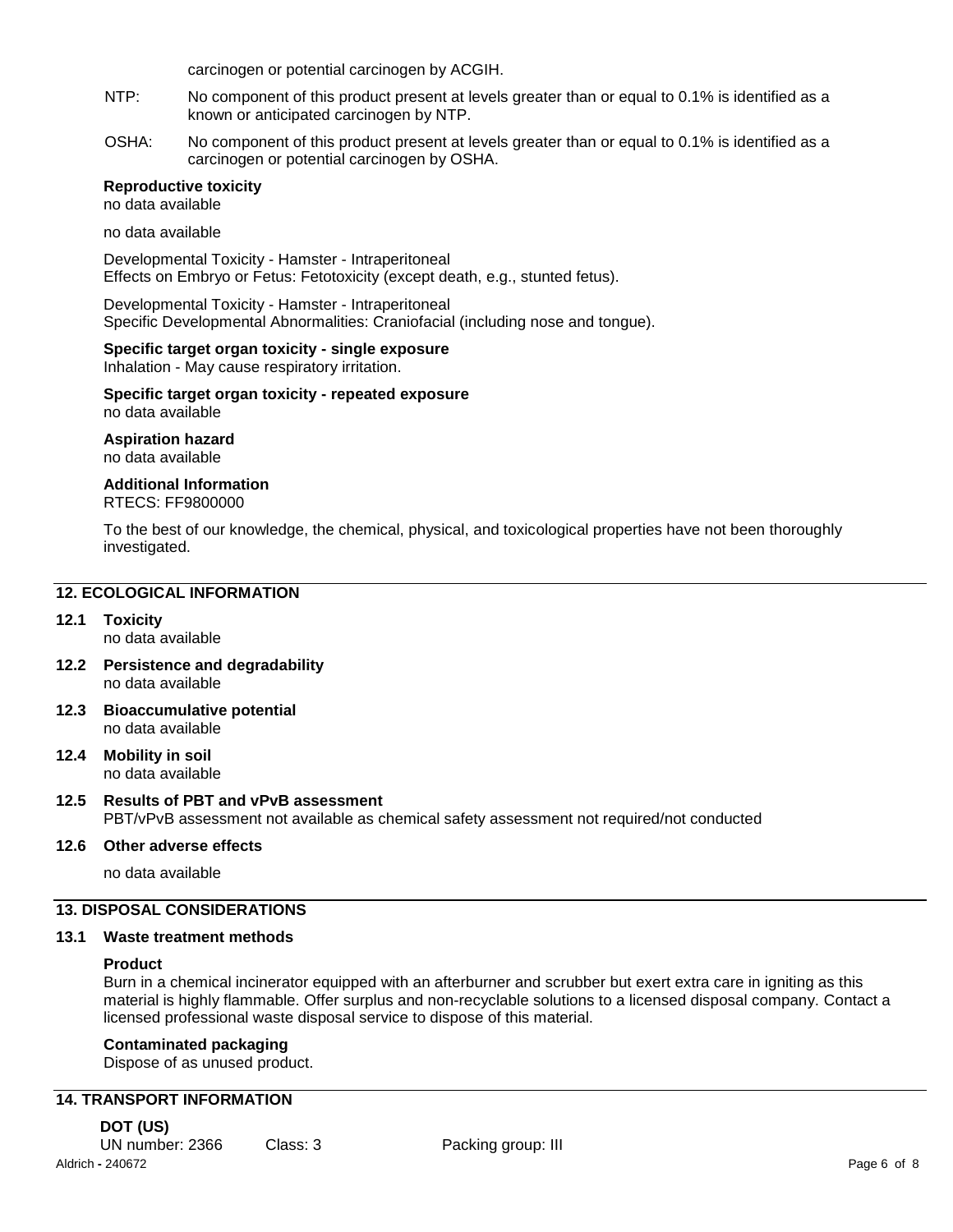carcinogen or potential carcinogen by ACGIH.

NTP: No component of this product present at levels greater than or equal to 0.1% is identified as a known or anticipated carcinogen by NTP.

OSHA: No component of this product present at levels greater than or equal to 0.1% is identified as a carcinogen or potential carcinogen by OSHA.

**Reproductive toxicity**
no data available

no data available

Developmental Toxicity - Hamster - Intraperitoneal
Effects on Embryo or Fetus: Fetotoxicity (except death, e.g., stunted fetus).

Developmental Toxicity - Hamster - Intraperitoneal
Specific Developmental Abnormalities: Craniofacial (including nose and tongue).

**Specific target organ toxicity - single exposure**
Inhalation - May cause respiratory irritation.

**Specific target organ toxicity - repeated exposure**
no data available

**Aspiration hazard**
no data available

**Additional Information**
RTECS: FF9800000

To the best of our knowledge, the chemical, physical, and toxicological properties have not been thoroughly investigated.

## 12. ECOLOGICAL INFORMATION

### 12.1 Toxicity
no data available

### 12.2 Persistence and degradability
no data available

### 12.3 Bioaccumulative potential
no data available

### 12.4 Mobility in soil
no data available

### 12.5 Results of PBT and vPvB assessment
PBT/vPvB assessment not available as chemical safety assessment not required/not conducted

### 12.6 Other adverse effects

no data available

## 13. DISPOSAL CONSIDERATIONS

### 13.1 Waste treatment methods

**Product**
Burn in a chemical incinerator equipped with an afterburner and scrubber but exert extra care in igniting as this material is highly flammable. Offer surplus and non-recyclable solutions to a licensed disposal company. Contact a licensed professional waste disposal service to dispose of this material.

**Contaminated packaging**
Dispose of as unused product.

## 14. TRANSPORT INFORMATION

**DOT (US)**
UN number: 2366 Class: 3 Packing group: III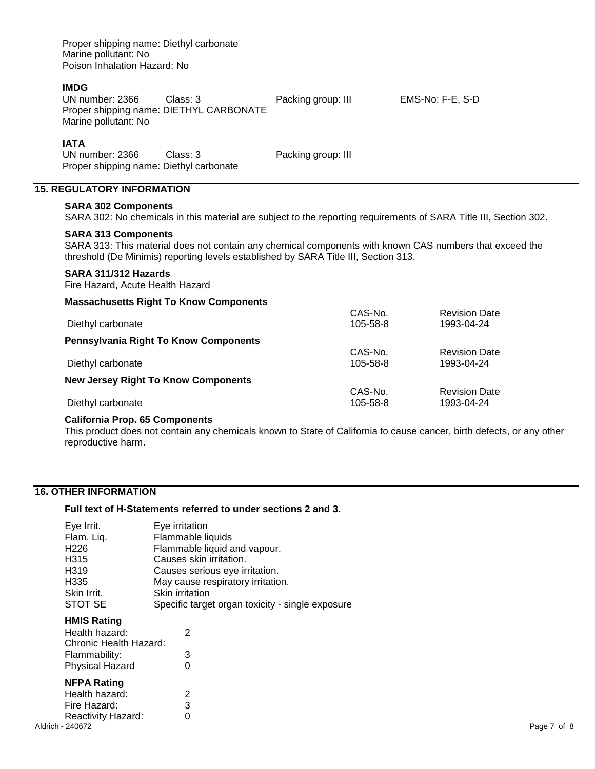Proper shipping name: Diethyl carbonate
Marine pollutant: No
Poison Inhalation Hazard: No

**IMDG**

UN number: 2366 Class: 3 Packing group: III EMS-No: F-E, S-D
Proper shipping name: DIETHYL CARBONATE
Marine pollutant: No

**IATA**

UN number: 2366 Class: 3 Packing group: III
Proper shipping name: Diethyl carbonate

## 15. REGULATORY INFORMATION

**SARA 302 Components**

SARA 302: No chemicals in this material are subject to the reporting requirements of SARA Title III, Section 302.

**SARA 313 Components**

SARA 313: This material does not contain any chemical components with known CAS numbers that exceed the threshold (De Minimis) reporting levels established by SARA Title III, Section 313.

**SARA 311/312 Hazards**

Fire Hazard, Acute Health Hazard

**Massachusetts Right To Know Components**

| | CAS-No. | Revision Date |
|---|---|---|
| Diethyl carbonate | 105-58-8 | 1993-04-24 |

**Pennsylvania Right To Know Components**

| | CAS-No. | Revision Date |
|---|---|---|
| Diethyl carbonate | 105-58-8 | 1993-04-24 |

**New Jersey Right To Know Components**

| | CAS-No. | Revision Date |
|---|---|---|
| Diethyl carbonate | 105-58-8 | 1993-04-24 |

**California Prop. 65 Components**

This product does not contain any chemicals known to State of California to cause cancer, birth defects, or any other reproductive harm.

## 16. OTHER INFORMATION

**Full text of H-Statements referred to under sections 2 and 3.**

| | |
|---|---|
| Eye Irrit. | Eye irritation |
| Flam. Liq. | Flammable liquids |
| H226 | Flammable liquid and vapour. |
| H315 | Causes skin irritation. |
| H319 | Causes serious eye irritation. |
| H335 | May cause respiratory irritation. |
| Skin Irrit. | Skin irritation |
| STOT SE | Specific target organ toxicity - single exposure |

**HMIS Rating**

| | |
|---|---|
| Health hazard: | 2 |
| Chronic Health Hazard: | |
| Flammability: | 3 |
| Physical Hazard | 0 |

**NFPA Rating**

| | |
|---|---|
| Health hazard: | 2 |
| Fire Hazard: | 3 |
| Reactivity Hazard: | 0 |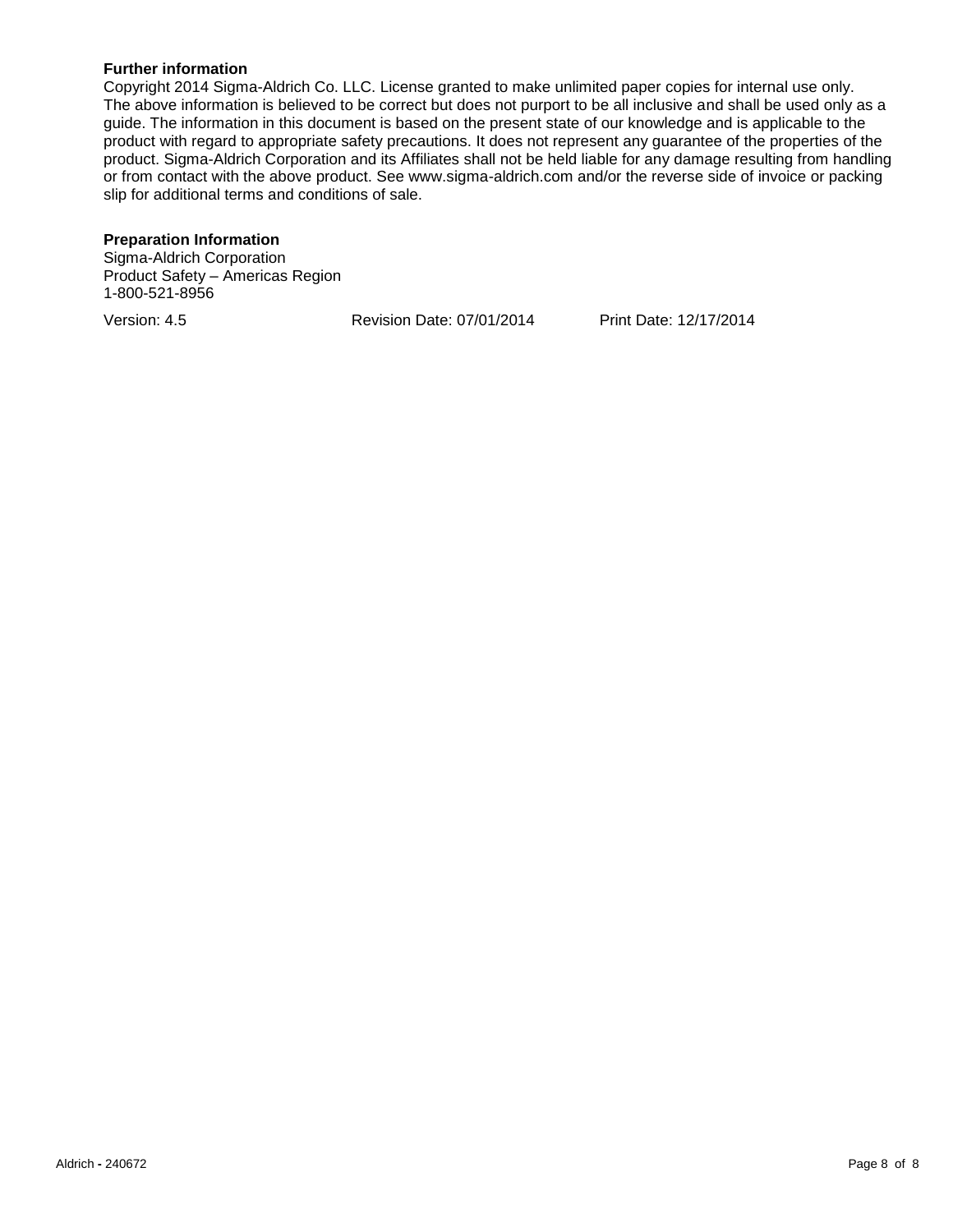**Further information**

Copyright 2014 Sigma-Aldrich Co. LLC. License granted to make unlimited paper copies for internal use only.
The above information is believed to be correct but does not purport to be all inclusive and shall be used only as a guide. The information in this document is based on the present state of our knowledge and is applicable to the product with regard to appropriate safety precautions. It does not represent any guarantee of the properties of the product. Sigma-Aldrich Corporation and its Affiliates shall not be held liable for any damage resulting from handling or from contact with the above product. See www.sigma-aldrich.com and/or the reverse side of invoice or packing slip for additional terms and conditions of sale.

**Preparation Information**

Sigma-Aldrich Corporation
Product Safety – Americas Region
1-800-521-8956

Version: 4.5 Revision Date: 07/01/2014 Print Date: 12/17/2014